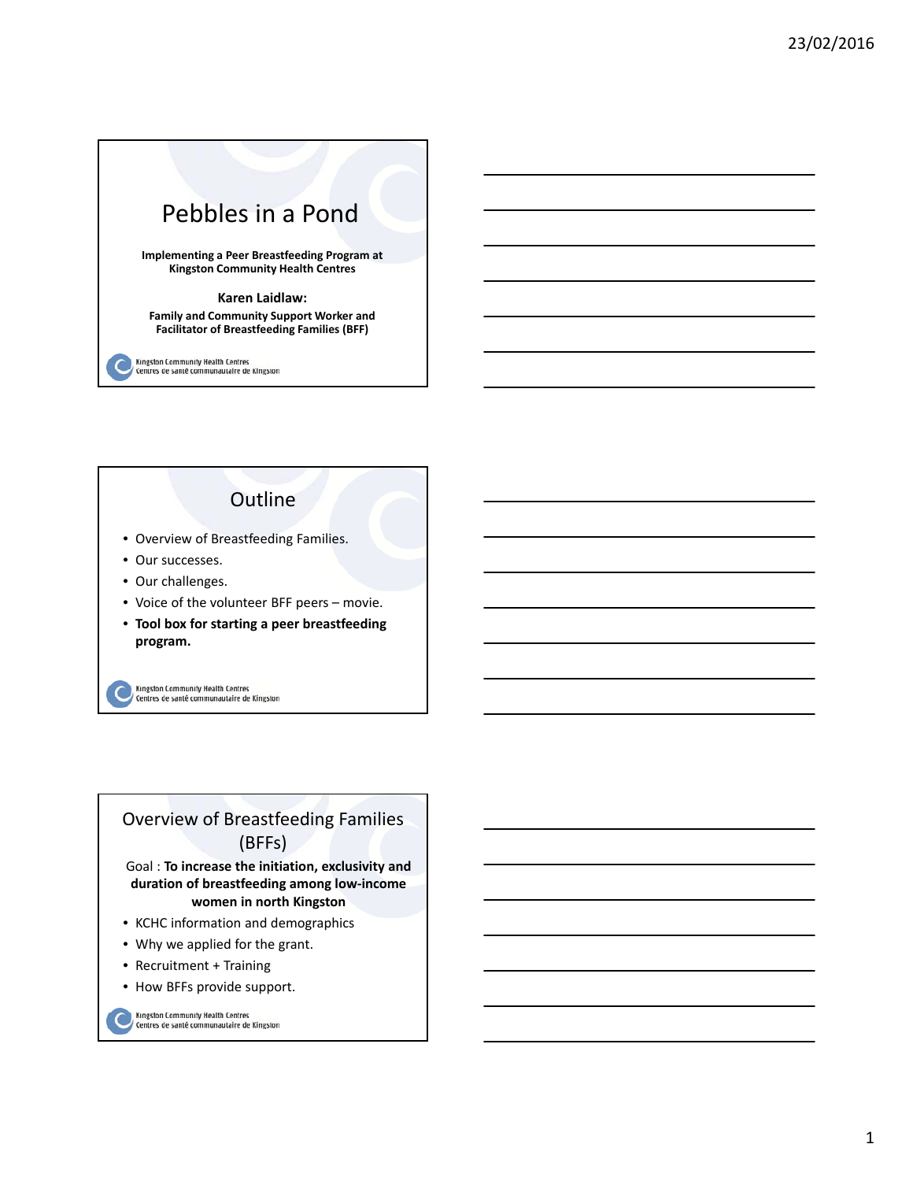# Pebbles in a Pond

**Implementing a Peer Breastfeeding Program at Kingston Community Health Centres**

**Karen Laidlaw:**

**Family and Community Support Worker and Facilitator of Breastfeeding Families (BFF)**

Kingston Community Health Centres
Centres de santé communautaire de Kingston

## Outline

- Overview of Breastfeeding Families.
- Our successes.
- Our challenges.
- Voice of the volunteer BFF peers – movie.
- **Tool box for starting a peer breastfeeding program.**

Kingston Community Health Centres
Centres de santé communautaire de Kingston

## Overview of Breastfeeding Families (BFFs)

Goal : **To increase the initiation, exclusivity and duration of breastfeeding among low-income women in north Kingston**

- KCHC information and demographics
- Why we applied for the grant.
- Recruitment + Training
- How BFFs provide support.

Kingston Community Health Centres
Centres de santé communautaire de Kingston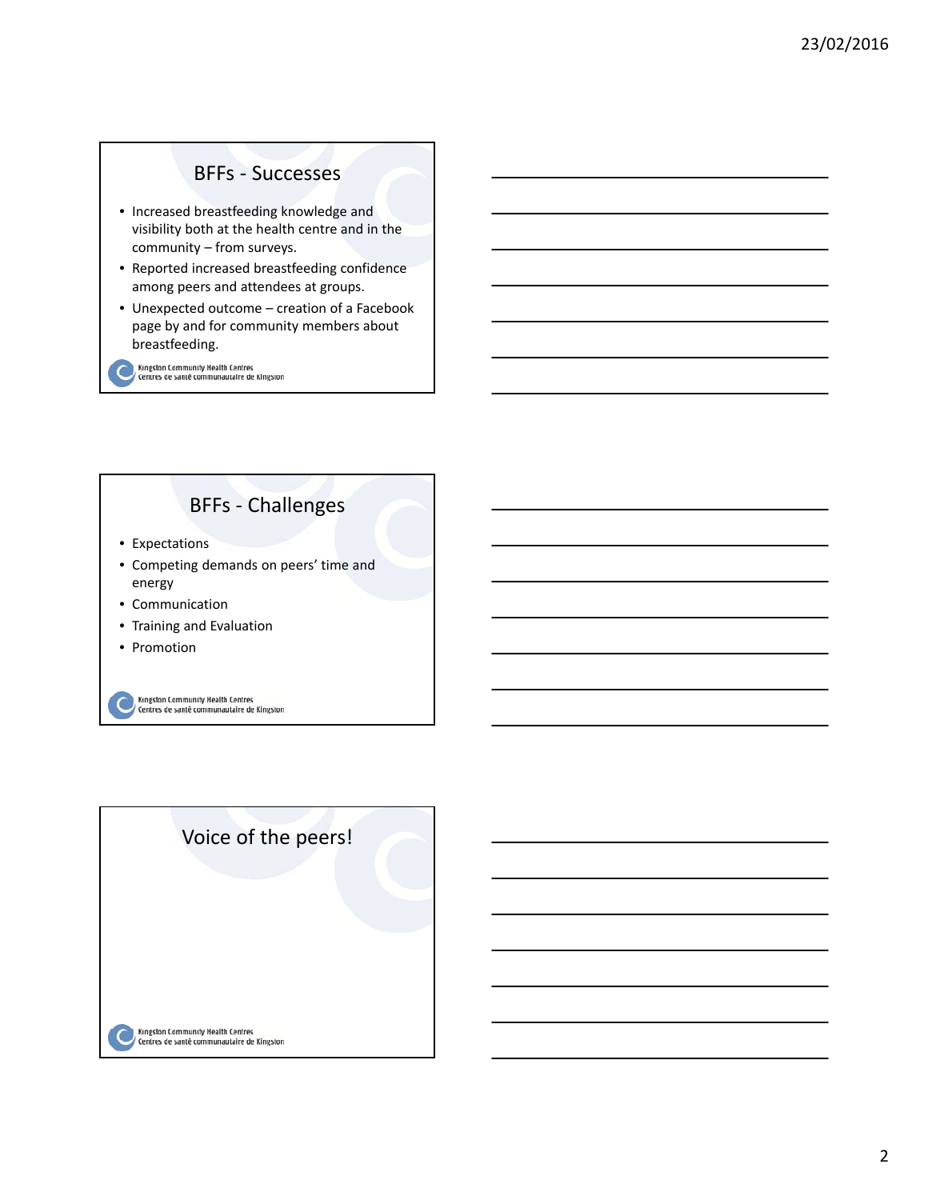## BFFs - Successes

- Increased breastfeeding knowledge and visibility both at the health centre and in the community – from surveys.
- Reported increased breastfeeding confidence among peers and attendees at groups.
- Unexpected outcome – creation of a Facebook page by and for community members about breastfeeding.

Kingston Community Health Centres
Centres de santé communautaire de Kingston

## BFFs - Challenges

- Expectations
- Competing demands on peers' time and energy
- Communication
- Training and Evaluation
- Promotion

Kingston Community Health Centres
Centres de santé communautaire de Kingston

## Voice of the peers!

Kingston Community Health Centres
Centres de santé communautaire de Kingston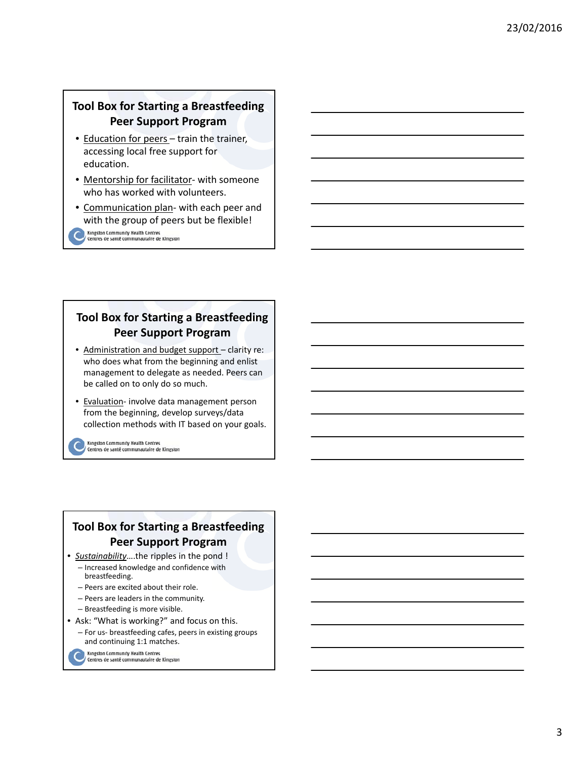## Tool Box for Starting a Breastfeeding Peer Support Program

- Education for peers – train the trainer, accessing local free support for education.
- Mentorship for facilitator- with someone who has worked with volunteers.
- Communication plan- with each peer and with the group of peers but be flexible!

Kingston Community Health Centres
Centres de santé communautaire de Kingston

## Tool Box for Starting a Breastfeeding Peer Support Program

- Administration and budget support – clarity re: who does what from the beginning and enlist management to delegate as needed. Peers can be called on to only do so much.
- Evaluation- involve data management person from the beginning, develop surveys/data collection methods with IT based on your goals.

Kingston Community Health Centres
Centres de santé communautaire de Kingston

## Tool Box for Starting a Breastfeeding Peer Support Program

- *Sustainability*….the ripples in the pond !
  - Increased knowledge and confidence with breastfeeding.
  - Peers are excited about their role.
  - Peers are leaders in the community.
  - Breastfeeding is more visible.
- Ask: "What is working?" and focus on this.
  - For us- breastfeeding cafes, peers in existing groups and continuing 1:1 matches.

Kingston Community Health Centres
Centres de santé communautaire de Kingston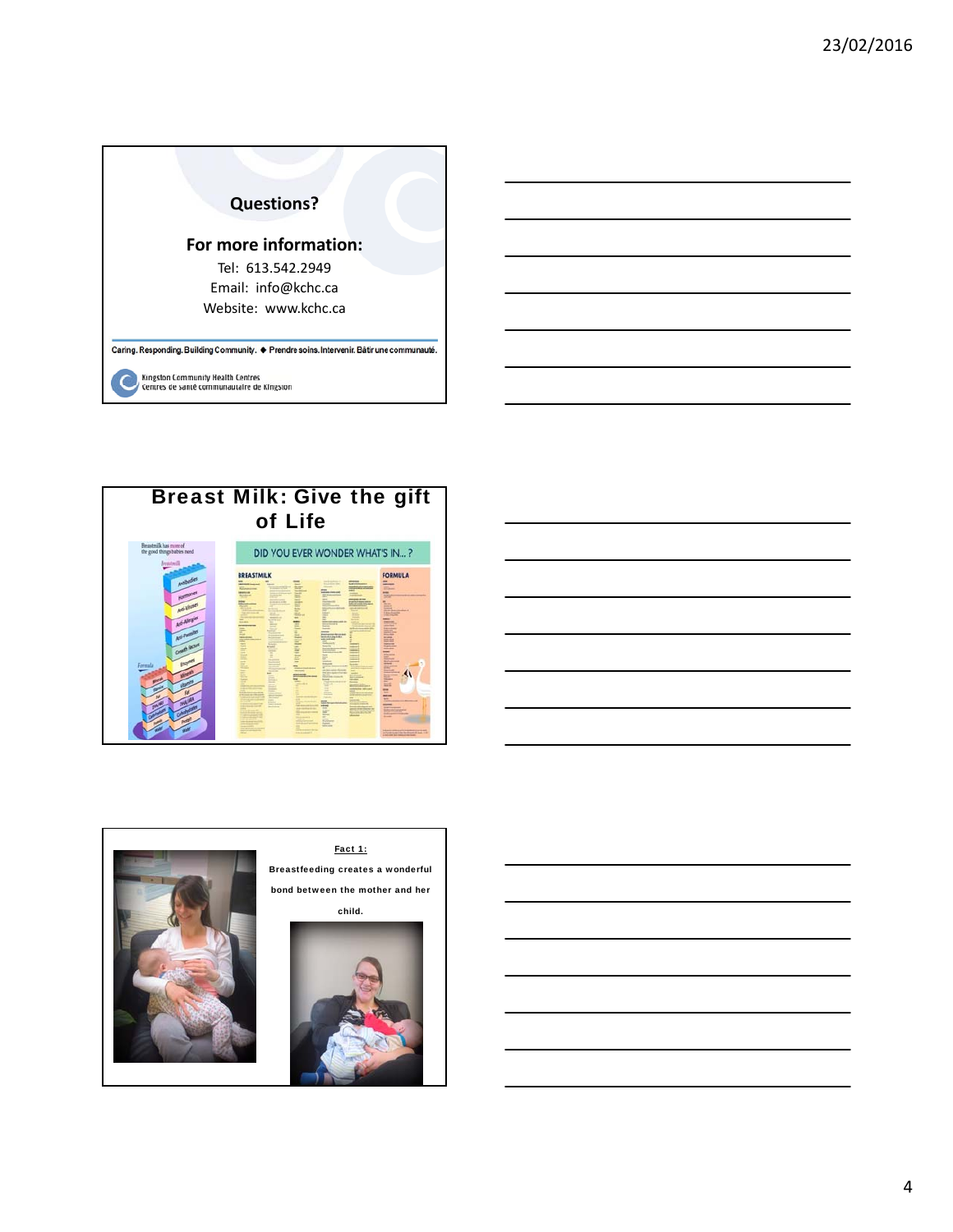## Questions?

**For more information:**

Tel: 613.542.2949

Email: info@kchc.ca

Website: www.kchc.ca

Caring. Responding. Building Community. ◆ Prendre soins. Intervenir. Bâtir une communauté.

Kingston Community Health Centres
Centres de santé communautaire de Kingston

## Breast Milk: Give the gift of Life

DID YOU EVER WONDER WHAT'S IN... ?

BREASTMILK

FORMULA

**Fact 1:**

**Breastfeeding creates a wonderful bond between the mother and her child.**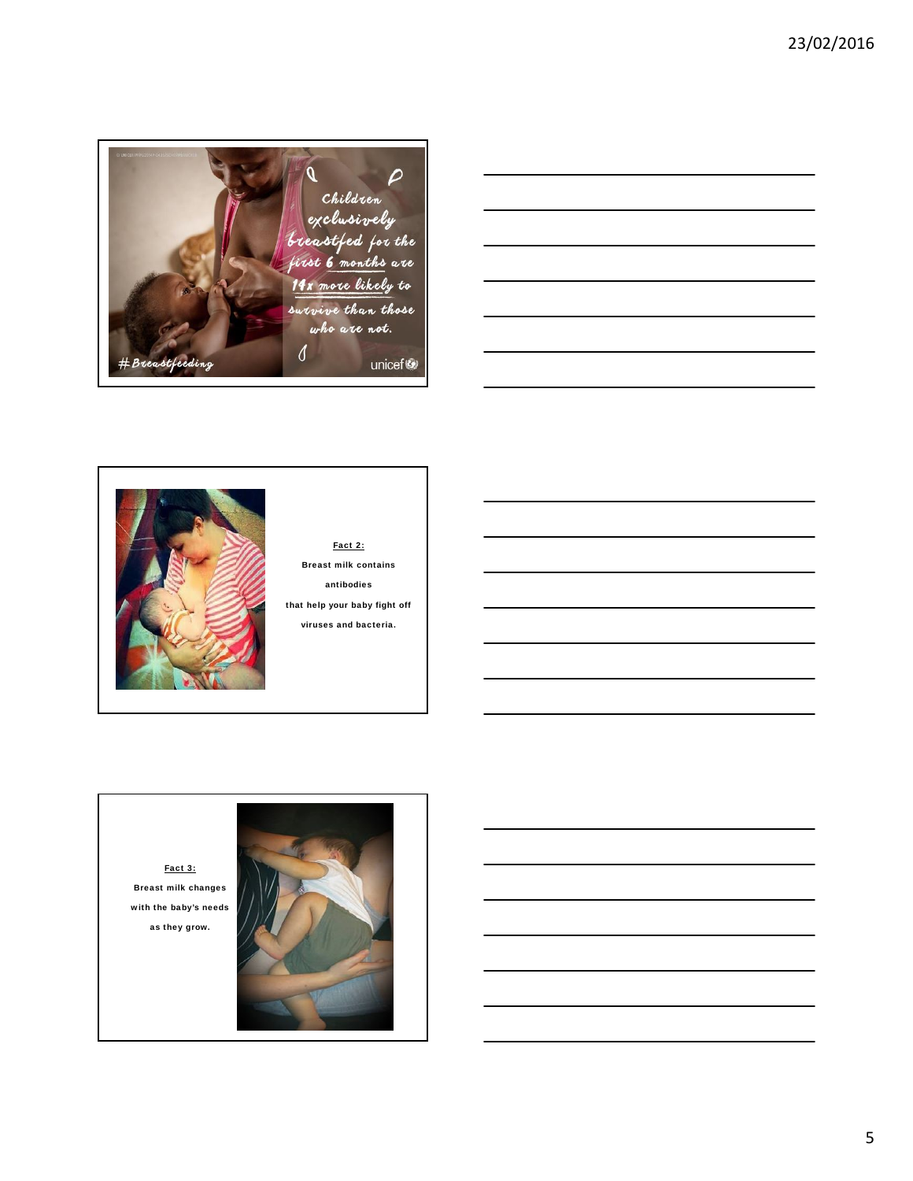Children exclusively breastfed for the first 6 months are 14x more likely to survive than those who are not.

#Breastfeeding

unicef

**Fact 2:**

**Breast milk contains antibodies that help your baby fight off viruses and bacteria.**

**Fact 3:**

**Breast milk changes with the baby's needs as they grow.**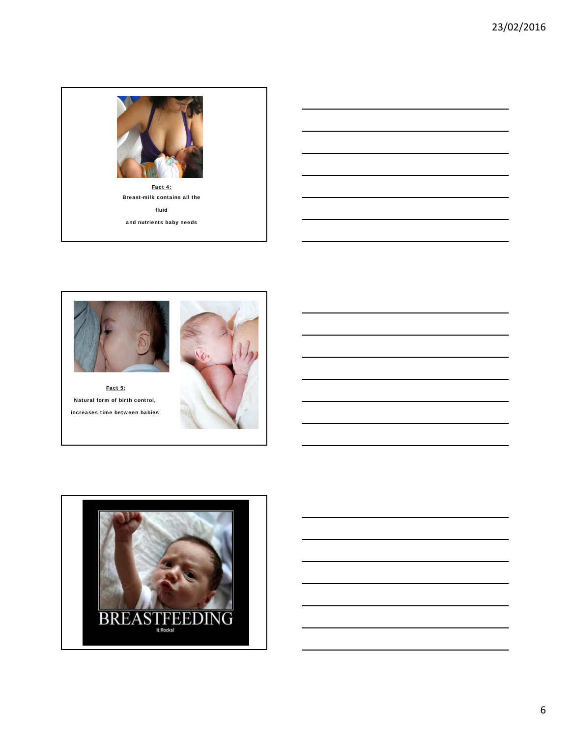**Fact 4:**

**Breast-milk contains all the fluid and nutrients baby needs**

**Fact 5:**

**Natural form of birth control, increases time between babies**

BREASTFEEDING

It Rocks!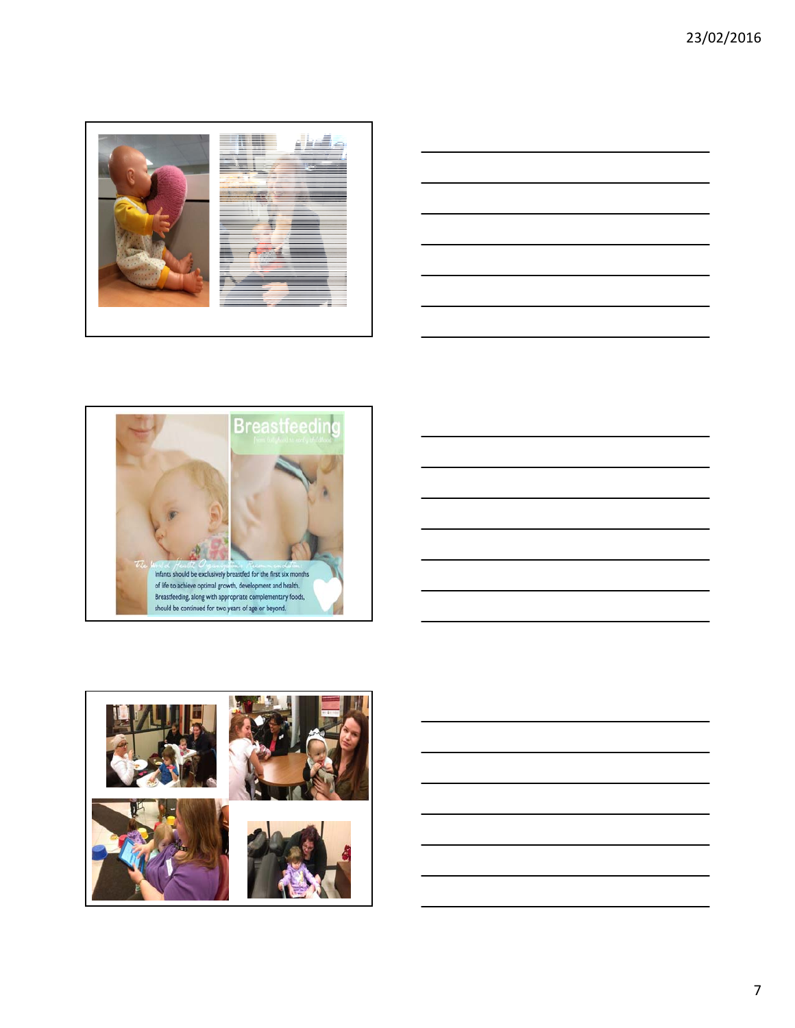Breastfeeding

from babyhood to early childhood

The World Health Organization Recommendation:

Infants should be exclusively breastfed for the first six months of life to achieve optimal growth, development and health. Breastfeeding, along with appropriate complementary foods, should be continued for two years of age or beyond.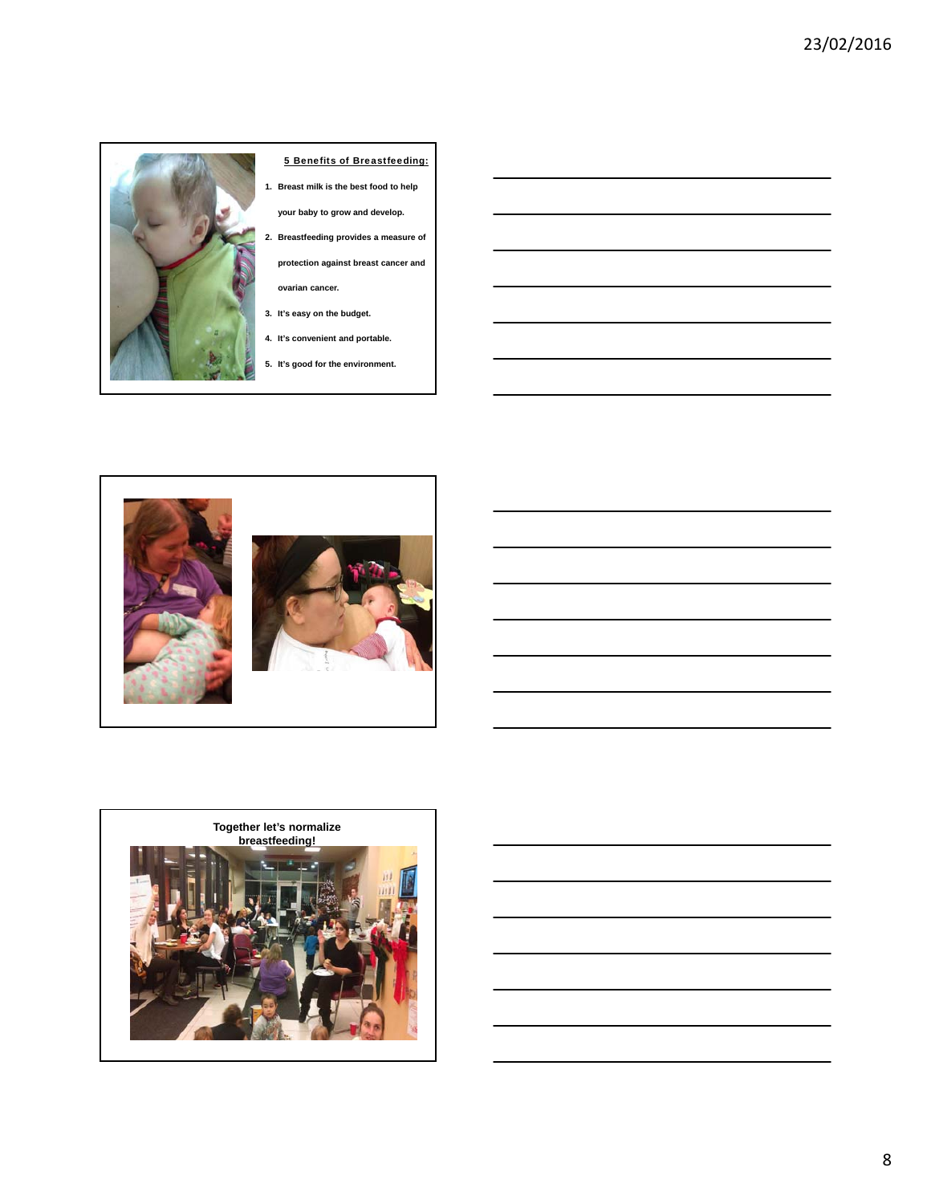**5 Benefits of Breastfeeding:**

1. Breast milk is the best food to help your baby to grow and develop.
2. Breastfeeding provides a measure of protection against breast cancer and ovarian cancer.
3. It's easy on the budget.
4. It's convenient and portable.
5. It's good for the environment.

**Together let's normalize breastfeeding!**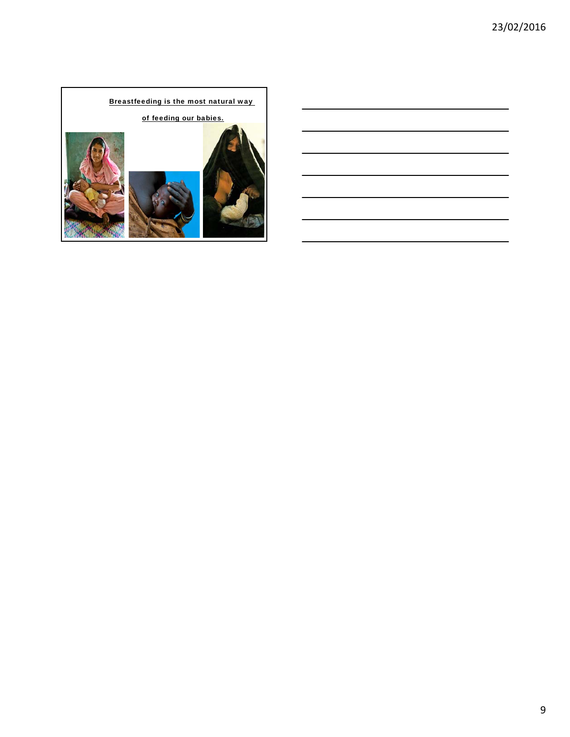**Breastfeeding is the most natural way of feeding our babies.**